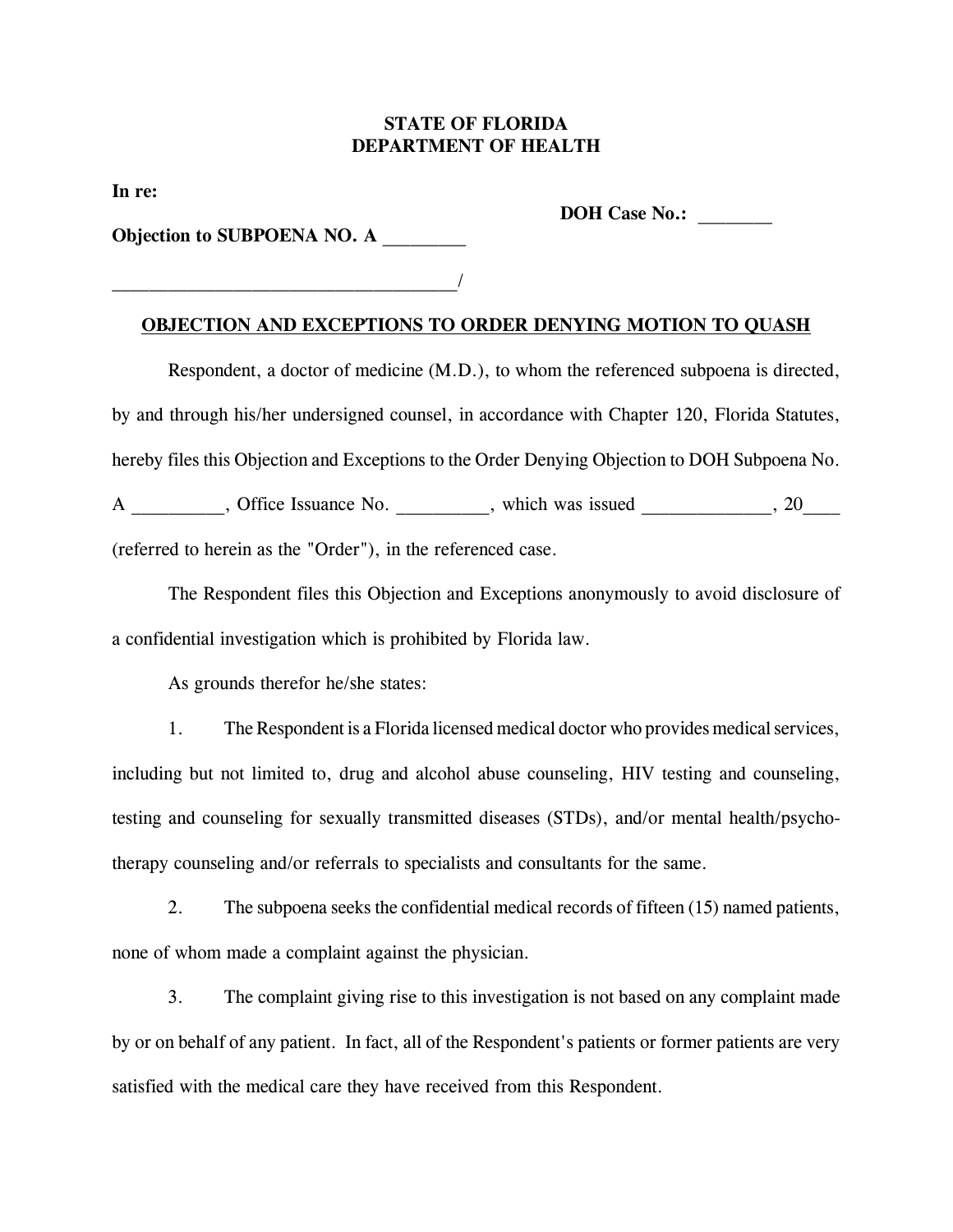**STATE OF FLORIDA**
**DEPARTMENT OF HEALTH**

**In re:**

**DOH Case No.:** ________

**Objection to SUBPOENA NO. A** ________

____________________________________/

**OBJECTION AND EXCEPTIONS TO ORDER DENYING MOTION TO QUASH**

Respondent, a doctor of medicine (M.D.), to whom the referenced subpoena is directed, by and through his/her undersigned counsel, in accordance with Chapter 120, Florida Statutes, hereby files this Objection and Exceptions to the Order Denying Objection to DOH Subpoena No. A _________, Office Issuance No. _________, which was issued _____________, 20____ (referred to herein as the "Order"), in the referenced case.

The Respondent files this Objection and Exceptions anonymously to avoid disclosure of a confidential investigation which is prohibited by Florida law.

As grounds therefor he/she states:

1. The Respondent is a Florida licensed medical doctor who provides medical services, including but not limited to, drug and alcohol abuse counseling, HIV testing and counseling, testing and counseling for sexually transmitted diseases (STDs), and/or mental health/psycho-therapy counseling and/or referrals to specialists and consultants for the same.

2. The subpoena seeks the confidential medical records of fifteen (15) named patients, none of whom made a complaint against the physician.

3. The complaint giving rise to this investigation is not based on any complaint made by or on behalf of any patient. In fact, all of the Respondent's patients or former patients are very satisfied with the medical care they have received from this Respondent.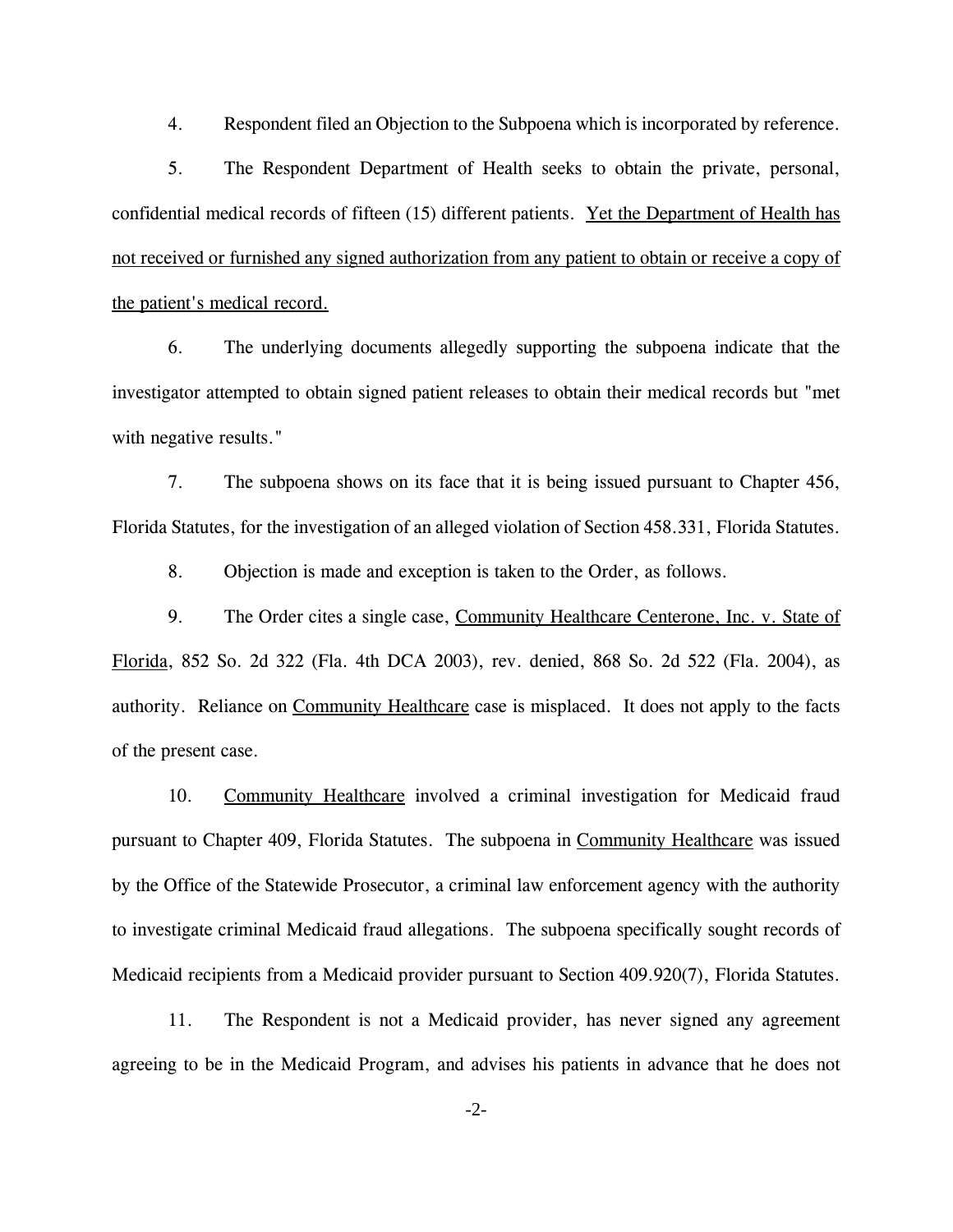4. Respondent filed an Objection to the Subpoena which is incorporated by reference.

5. The Respondent Department of Health seeks to obtain the private, personal, confidential medical records of fifteen (15) different patients. <u>Yet the Department of Health has not received or furnished any signed authorization from any patient to obtain or receive a copy of the patient's medical record.</u>

6. The underlying documents allegedly supporting the subpoena indicate that the investigator attempted to obtain signed patient releases to obtain their medical records but "met with negative results."

7. The subpoena shows on its face that it is being issued pursuant to Chapter 456, Florida Statutes, for the investigation of an alleged violation of Section 458.331, Florida Statutes.

8. Objection is made and exception is taken to the Order, as follows.

9. The Order cites a single case, <u>Community Healthcare Centerone, Inc. v. State of Florida</u>, 852 So. 2d 322 (Fla. 4th DCA 2003), rev. denied, 868 So. 2d 522 (Fla. 2004), as authority. Reliance on <u>Community Healthcare</u> case is misplaced. It does not apply to the facts of the present case.

10. <u>Community Healthcare</u> involved a criminal investigation for Medicaid fraud pursuant to Chapter 409, Florida Statutes. The subpoena in <u>Community Healthcare</u> was issued by the Office of the Statewide Prosecutor, a criminal law enforcement agency with the authority to investigate criminal Medicaid fraud allegations. The subpoena specifically sought records of Medicaid recipients from a Medicaid provider pursuant to Section 409.920(7), Florida Statutes.

11. The Respondent is not a Medicaid provider, has never signed any agreement agreeing to be in the Medicaid Program, and advises his patients in advance that he does not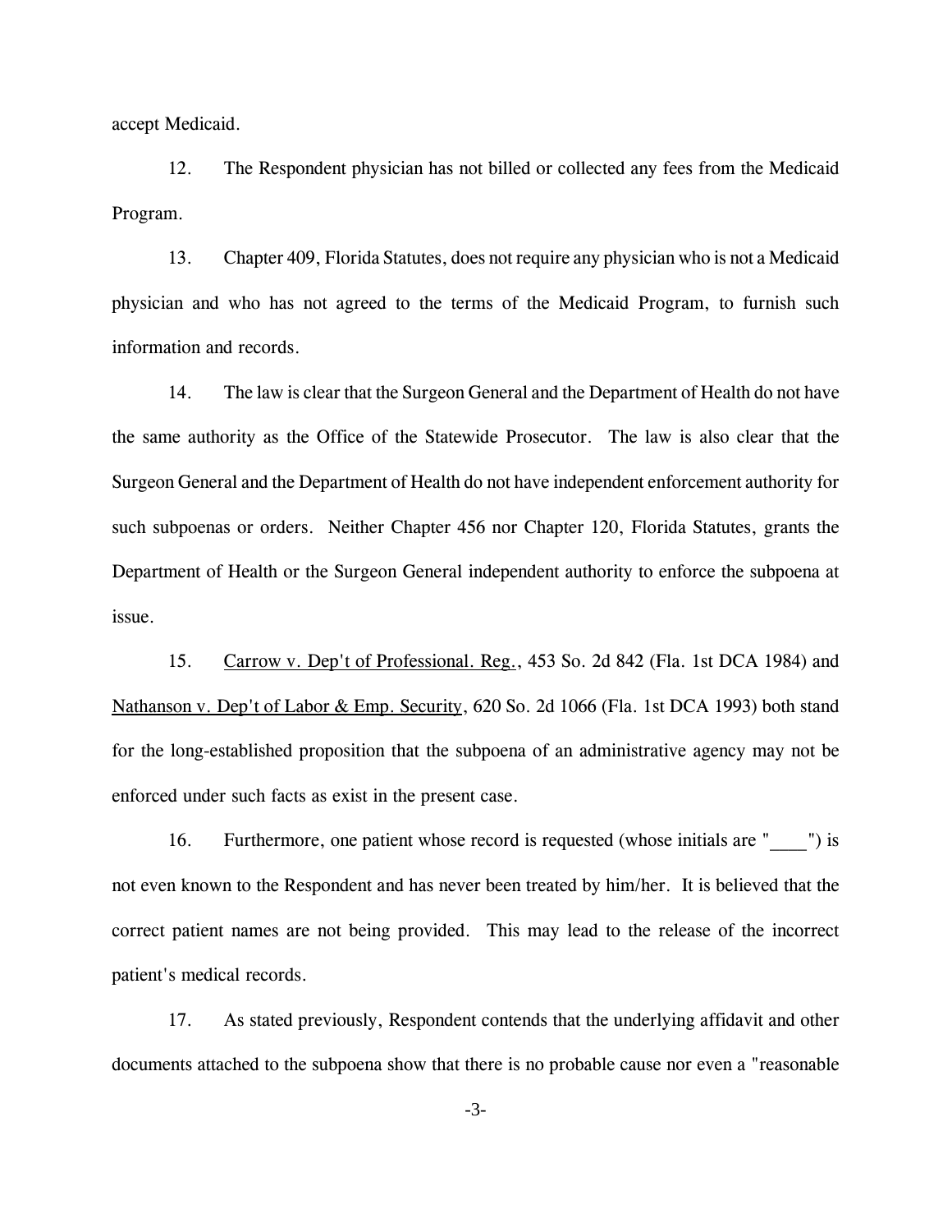accept Medicaid.

12. The Respondent physician has not billed or collected any fees from the Medicaid Program.

13. Chapter 409, Florida Statutes, does not require any physician who is not a Medicaid physician and who has not agreed to the terms of the Medicaid Program, to furnish such information and records.

14. The law is clear that the Surgeon General and the Department of Health do not have the same authority as the Office of the Statewide Prosecutor. The law is also clear that the Surgeon General and the Department of Health do not have independent enforcement authority for such subpoenas or orders. Neither Chapter 456 nor Chapter 120, Florida Statutes, grants the Department of Health or the Surgeon General independent authority to enforce the subpoena at issue.

15. Carrow v. Dep't of Professional. Reg., 453 So. 2d 842 (Fla. 1st DCA 1984) and Nathanson v. Dep't of Labor & Emp. Security, 620 So. 2d 1066 (Fla. 1st DCA 1993) both stand for the long-established proposition that the subpoena of an administrative agency may not be enforced under such facts as exist in the present case.

16. Furthermore, one patient whose record is requested (whose initials are "____") is not even known to the Respondent and has never been treated by him/her. It is believed that the correct patient names are not being provided. This may lead to the release of the incorrect patient's medical records.

17. As stated previously, Respondent contends that the underlying affidavit and other documents attached to the subpoena show that there is no probable cause nor even a "reasonable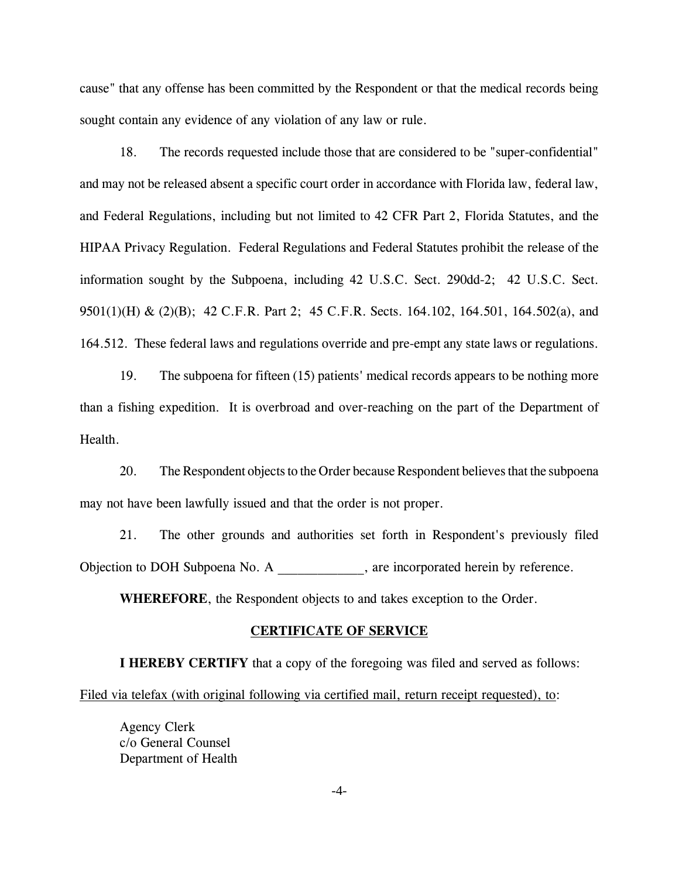cause" that any offense has been committed by the Respondent or that the medical records being sought contain any evidence of any violation of any law or rule.

18. The records requested include those that are considered to be "super-confidential" and may not be released absent a specific court order in accordance with Florida law, federal law, and Federal Regulations, including but not limited to 42 CFR Part 2, Florida Statutes, and the HIPAA Privacy Regulation. Federal Regulations and Federal Statutes prohibit the release of the information sought by the Subpoena, including 42 U.S.C. Sect. 290dd-2; 42 U.S.C. Sect. 9501(1)(H) & (2)(B); 42 C.F.R. Part 2; 45 C.F.R. Sects. 164.102, 164.501, 164.502(a), and 164.512. These federal laws and regulations override and pre-empt any state laws or regulations.

19. The subpoena for fifteen (15) patients' medical records appears to be nothing more than a fishing expedition. It is overbroad and over-reaching on the part of the Department of Health.

20. The Respondent objects to the Order because Respondent believes that the subpoena may not have been lawfully issued and that the order is not proper.

21. The other grounds and authorities set forth in Respondent's previously filed Objection to DOH Subpoena No. A _____________, are incorporated herein by reference.

**WHEREFORE**, the Respondent objects to and takes exception to the Order.

## CERTIFICATE OF SERVICE

**I HEREBY CERTIFY** that a copy of the foregoing was filed and served as follows:

Filed via telefax (with original following via certified mail, return receipt requested), to:

Agency Clerk
c/o General Counsel
Department of Health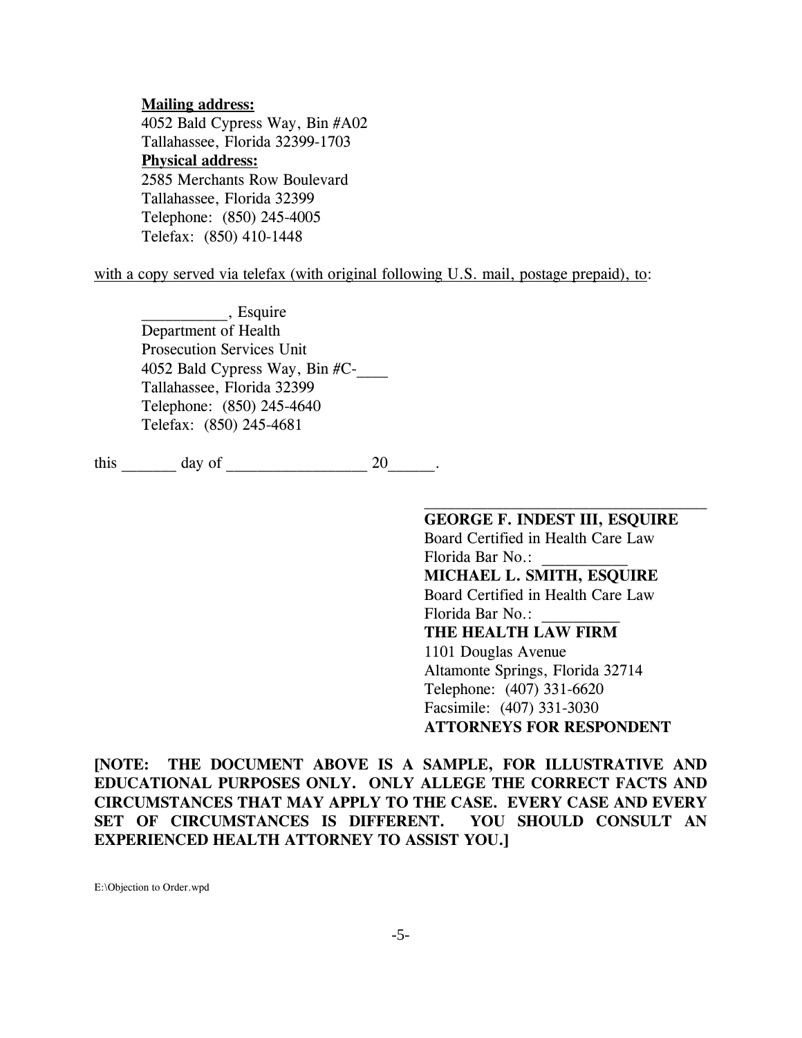**Mailing address:**
4052 Bald Cypress Way, Bin #A02
Tallahassee, Florida 32399-1703
**Physical address:**
2585 Merchants Row Boulevard
Tallahassee, Florida 32399
Telephone: (850) 245-4005
Telefax: (850) 410-1448

with a copy served via telefax (with original following U.S. mail, postage prepaid), to:

___________, Esquire
Department of Health
Prosecution Services Unit
4052 Bald Cypress Way, Bin #C-____
Tallahassee, Florida 32399
Telephone: (850) 245-4640
Telefax: (850) 245-4681

this _______ day of _________________ 20______.

_____________________________________
**GEORGE F. INDEST III, ESQUIRE**
Board Certified in Health Care Law
Florida Bar No.: ___________
**MICHAEL L. SMITH, ESQUIRE**
Board Certified in Health Care Law
Florida Bar No.: __________
**THE HEALTH LAW FIRM**
1101 Douglas Avenue
Altamonte Springs, Florida 32714
Telephone: (407) 331-6620
Facsimile: (407) 331-3030
**ATTORNEYS FOR RESPONDENT**

**[NOTE: THE DOCUMENT ABOVE IS A SAMPLE, FOR ILLUSTRATIVE AND EDUCATIONAL PURPOSES ONLY. ONLY ALLEGE THE CORRECT FACTS AND CIRCUMSTANCES THAT MAY APPLY TO THE CASE. EVERY CASE AND EVERY SET OF CIRCUMSTANCES IS DIFFERENT. YOU SHOULD CONSULT AN EXPERIENCED HEALTH ATTORNEY TO ASSIST YOU.]**

E:\Objection to Order.wpd